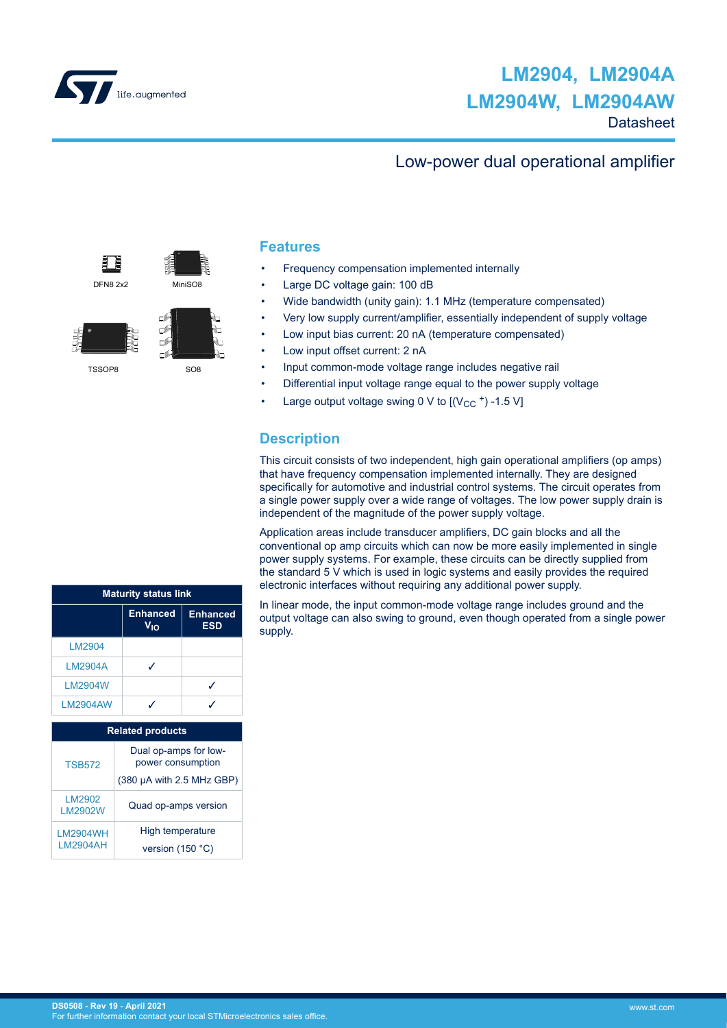# LM2904, LM2904A LM2904W, LM2904AW

Datasheet

## Low-power dual operational amplifier

DFN8 2x2 MiniSO8

TSSOP8 SO8

## Features

- Frequency compensation implemented internally
- Large DC voltage gain: 100 dB
- Wide bandwidth (unity gain): 1.1 MHz (temperature compensated)
- Very low supply current/amplifier, essentially independent of supply voltage
- Low input bias current: 20 nA (temperature compensated)
- Low input offset current: 2 nA
- Input common-mode voltage range includes negative rail
- Differential input voltage range equal to the power supply voltage
- Large output voltage swing 0 V to [($V_{CC}$ $^{+}$) -1.5 V]

## Description

This circuit consists of two independent, high gain operational amplifiers (op amps) that have frequency compensation implemented internally. They are designed specifically for automotive and industrial control systems. The circuit operates from a single power supply over a wide range of voltages. The low power supply drain is independent of the magnitude of the power supply voltage.

Application areas include transducer amplifiers, DC gain blocks and all the conventional op amp circuits which can now be more easily implemented in single power supply systems. For example, these circuits can be directly supplied from the standard 5 V which is used in logic systems and easily provides the required electronic interfaces without requiring any additional power supply.

In linear mode, the input common-mode voltage range includes ground and the output voltage can also swing to ground, even though operated from a single power supply.

| Maturity status link | | |
|---|---|---|
| | Enhanced $V_{IO}$ | Enhanced ESD |
| LM2904 | | |
| LM2904A | ✓ | |
| LM2904W | | ✓ |
| LM2904AW | ✓ | ✓ |

| Related products | |
|---|---|
| TSB572 | Dual op-amps for low-power consumption (380 µA with 2.5 MHz GBP) |
| LM2902 LM2902W | Quad op-amps version |
| LM2904WH LM2904AH | High temperature version (150 °C) |

DS0508 - Rev 19 - April 2021
For further information contact your local STMicroelectronics sales office.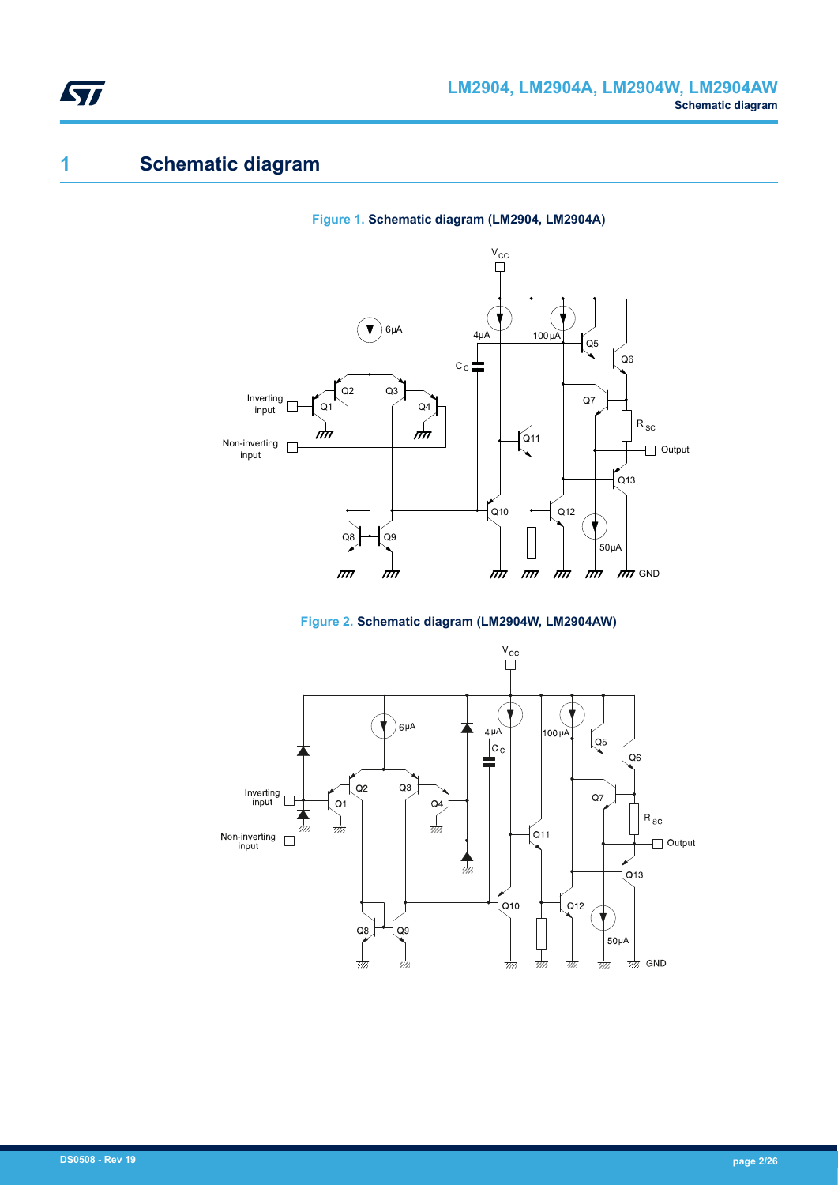# 1 Schematic diagram

**Figure 1. Schematic diagram (LM2904, LM2904A)**

**Figure 2. Schematic diagram (LM2904W, LM2904AW)**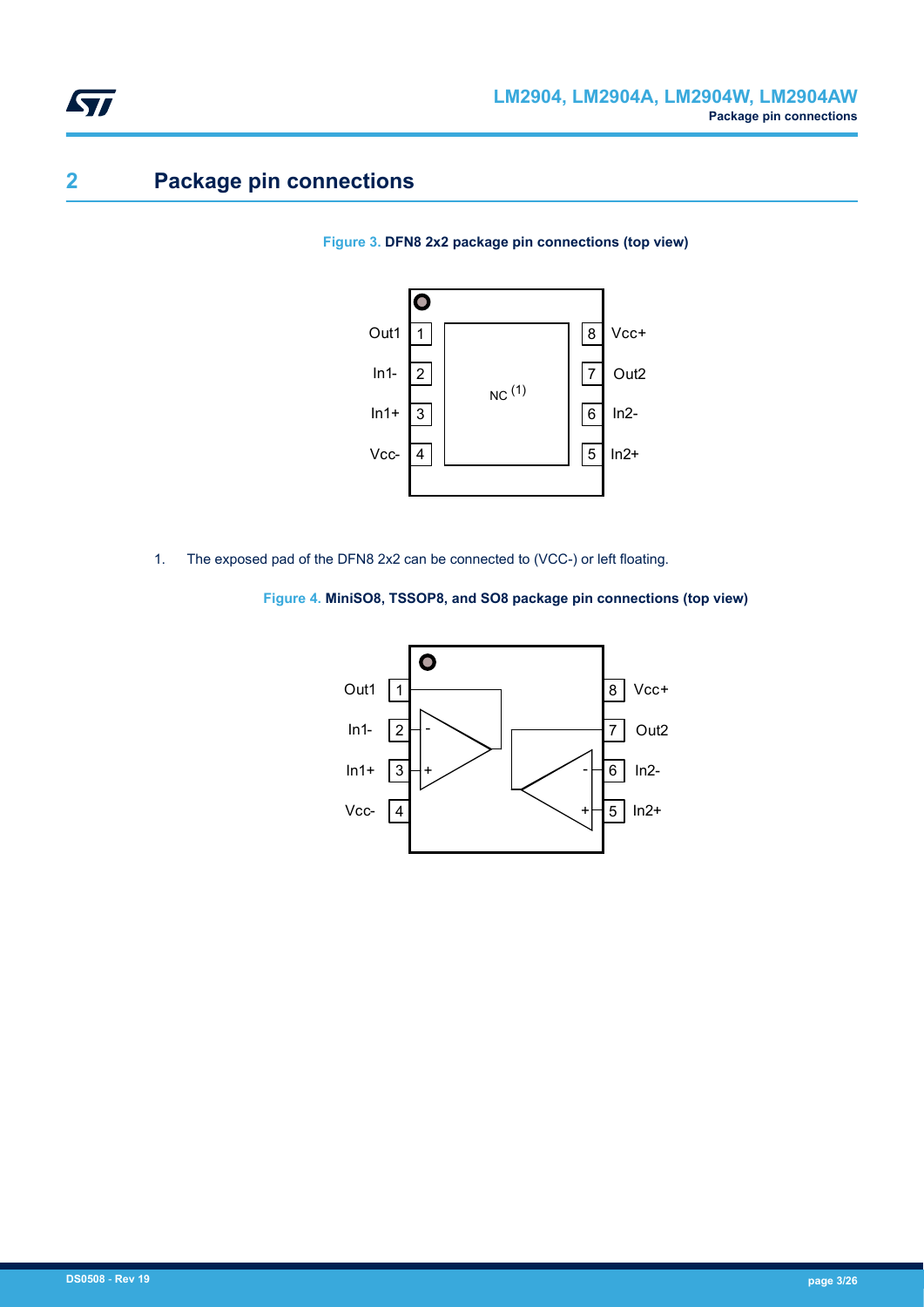## 2 Package pin connections

**Figure 3.** DFN8 2x2 package pin connections (top view)

| Pin | Name | Pin | Name |
|---|---|---|---|
| 1 | Out1 | 8 | Vcc+ |
| 2 | In1- | 7 | Out2 |
| 3 | In1+ | 6 | In2- |
| 4 | Vcc- | 5 | In2+ |

Exposed pad: NC (1)

1. The exposed pad of the DFN8 2x2 can be connected to (VCC-) or left floating.

**Figure 4.** MiniSO8, TSSOP8, and SO8 package pin connections (top view)

| Pin | Name | Pin | Name |
|---|---|---|---|
| 1 | Out1 | 8 | Vcc+ |
| 2 | In1- | 7 | Out2 |
| 3 | In1+ | 6 | In2- |
| 4 | Vcc- | 5 | In2+ |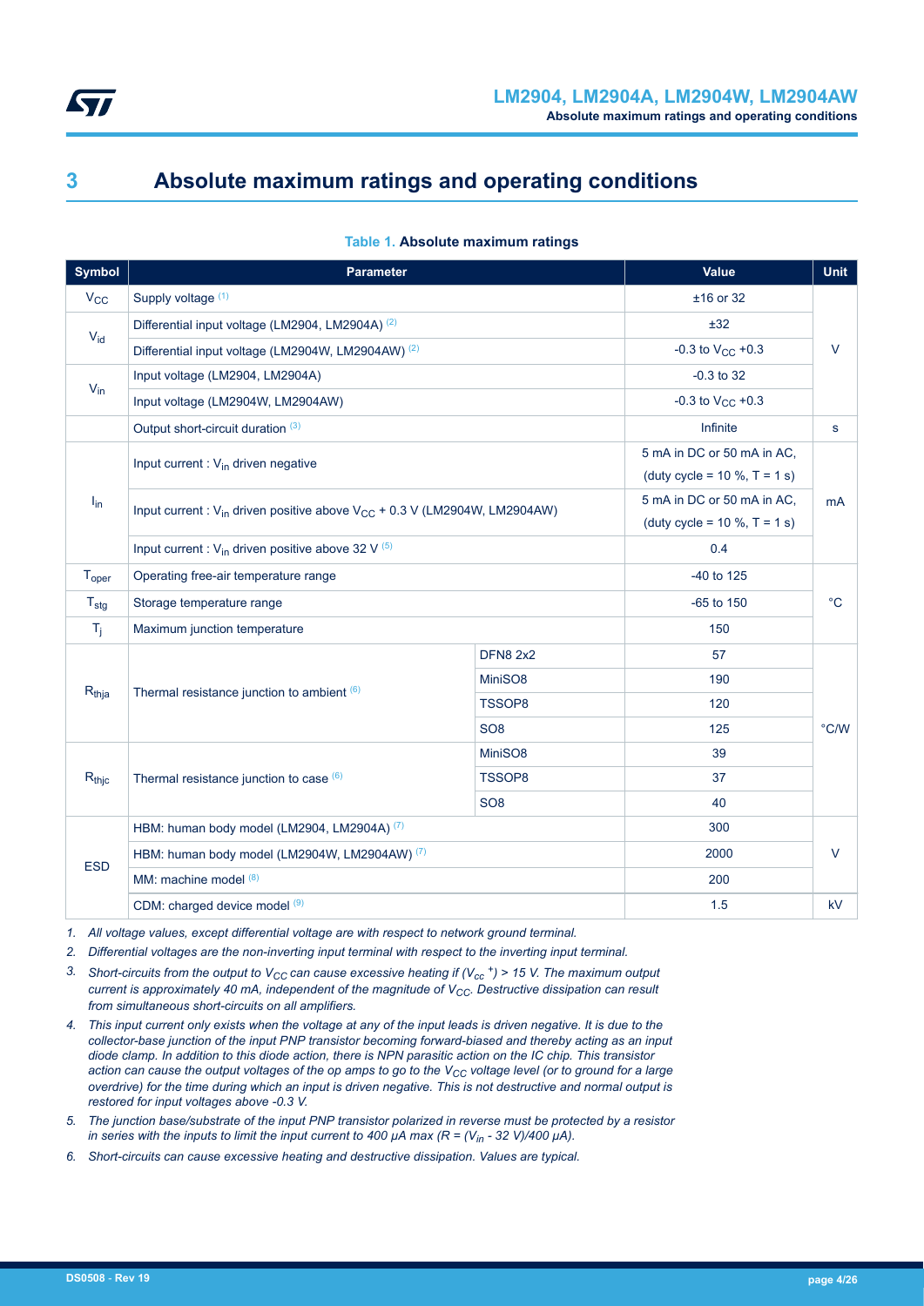# 3 Absolute maximum ratings and operating conditions

**Table 1. Absolute maximum ratings**

| Symbol | Parameter | | Value | Unit |
|---|---|---|---|---|
| $V_{CC}$ | Supply voltage [1] | | ±16 or 32 | V |
| $V_{id}$ | Differential input voltage (LM2904, LM2904A) [2] | | ±32 | |
| | Differential input voltage (LM2904W, LM2904AW) [2] | | -0.3 to $V_{CC}$ +0.3 | |
| $V_{in}$ | Input voltage (LM2904, LM2904A) | | -0.3 to 32 | |
| | Input voltage (LM2904W, LM2904AW) | | -0.3 to $V_{CC}$ +0.3 | |
| | Output short-circuit duration [3] | | Infinite | s |
| $I_{in}$ | Input current : $V_{in}$ driven negative | | 5 mA in DC or 50 mA in AC, (duty cycle = 10 %, T = 1 s) | mA |
| | Input current : $V_{in}$ driven positive above $V_{CC}$ + 0.3 V (LM2904W, LM2904AW) | | 5 mA in DC or 50 mA in AC, (duty cycle = 10 %, T = 1 s) | |
| | Input current : $V_{in}$ driven positive above 32 V [5] | | 0.4 | |
| $T_{oper}$ | Operating free-air temperature range | | -40 to 125 | °C |
| $T_{stg}$ | Storage temperature range | | -65 to 150 | |
| $T_j$ | Maximum junction temperature | | 150 | |
| $R_{thja}$ | Thermal resistance junction to ambient [6] | DFN8 2x2 | 57 | °C/W |
| | | MiniSO8 | 190 | |
| | | TSSOP8 | 120 | |
| | | SO8 | 125 | |
| $R_{thjc}$ | Thermal resistance junction to case [6] | MiniSO8 | 39 | |
| | | TSSOP8 | 37 | |
| | | SO8 | 40 | |
| ESD | HBM: human body model (LM2904, LM2904A) [7] | | 300 | V |
| | HBM: human body model (LM2904W, LM2904AW) [7] | | 2000 | |
| | MM: machine model [8] | | 200 | |
| | CDM: charged device model [9] | | 1.5 | kV |

1. *All voltage values, except differential voltage are with respect to network ground terminal.*
2. *Differential voltages are the non-inverting input terminal with respect to the inverting input terminal.*
3. *Short-circuits from the output to $V_{CC}$ can cause excessive heating if ($V_{cc}$ $^{+}$) > 15 V. The maximum output current is approximately 40 mA, independent of the magnitude of $V_{CC}$. Destructive dissipation can result from simultaneous short-circuits on all amplifiers.*
4. *This input current only exists when the voltage at any of the input leads is driven negative. It is due to the collector-base junction of the input PNP transistor becoming forward-biased and thereby acting as an input diode clamp. In addition to this diode action, there is NPN parasitic action on the IC chip. This transistor action can cause the output voltages of the op amps to go to the $V_{CC}$ voltage level (or to ground for a large overdrive) for the time during which an input is driven negative. This is not destructive and normal output is restored for input voltages above -0.3 V.*
5. *The junction base/substrate of the input PNP transistor polarized in reverse must be protected by a resistor in series with the inputs to limit the input current to 400 µA max (R = ($V_{in}$ - 32 V)/400 µA).*
6. *Short-circuits can cause excessive heating and destructive dissipation. Values are typical.*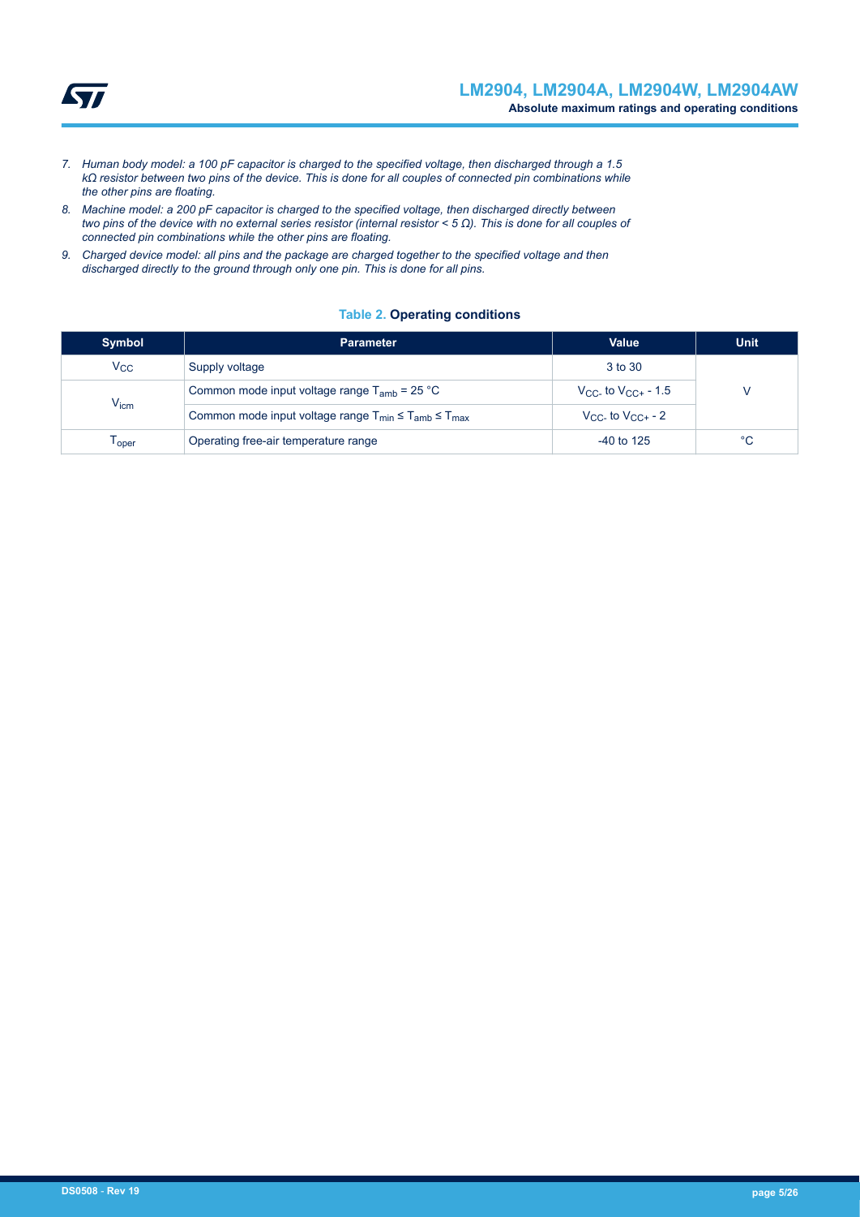7. *Human body model: a 100 pF capacitor is charged to the specified voltage, then discharged through a 1.5 kΩ resistor between two pins of the device. This is done for all couples of connected pin combinations while the other pins are floating.*
8. *Machine model: a 200 pF capacitor is charged to the specified voltage, then discharged directly between two pins of the device with no external series resistor (internal resistor < 5 Ω). This is done for all couples of connected pin combinations while the other pins are floating.*
9. *Charged device model: all pins and the package are charged together to the specified voltage and then discharged directly to the ground through only one pin. This is done for all pins.*

**Table 2. Operating conditions**

| Symbol | Parameter | Value | Unit |
|---|---|---|---|
| $V_{CC}$ | Supply voltage | 3 to 30 | V |
| $V_{icm}$ | Common mode input voltage range $T_{amb}$ = 25 °C | $V_{CC-}$ to $V_{CC+}$ - 1.5 | V |
| | Common mode input voltage range $T_{min} \leq T_{amb} \leq T_{max}$ | $V_{CC-}$ to $V_{CC+}$ - 2 | V |
| $T_{oper}$ | Operating free-air temperature range | -40 to 125 | °C |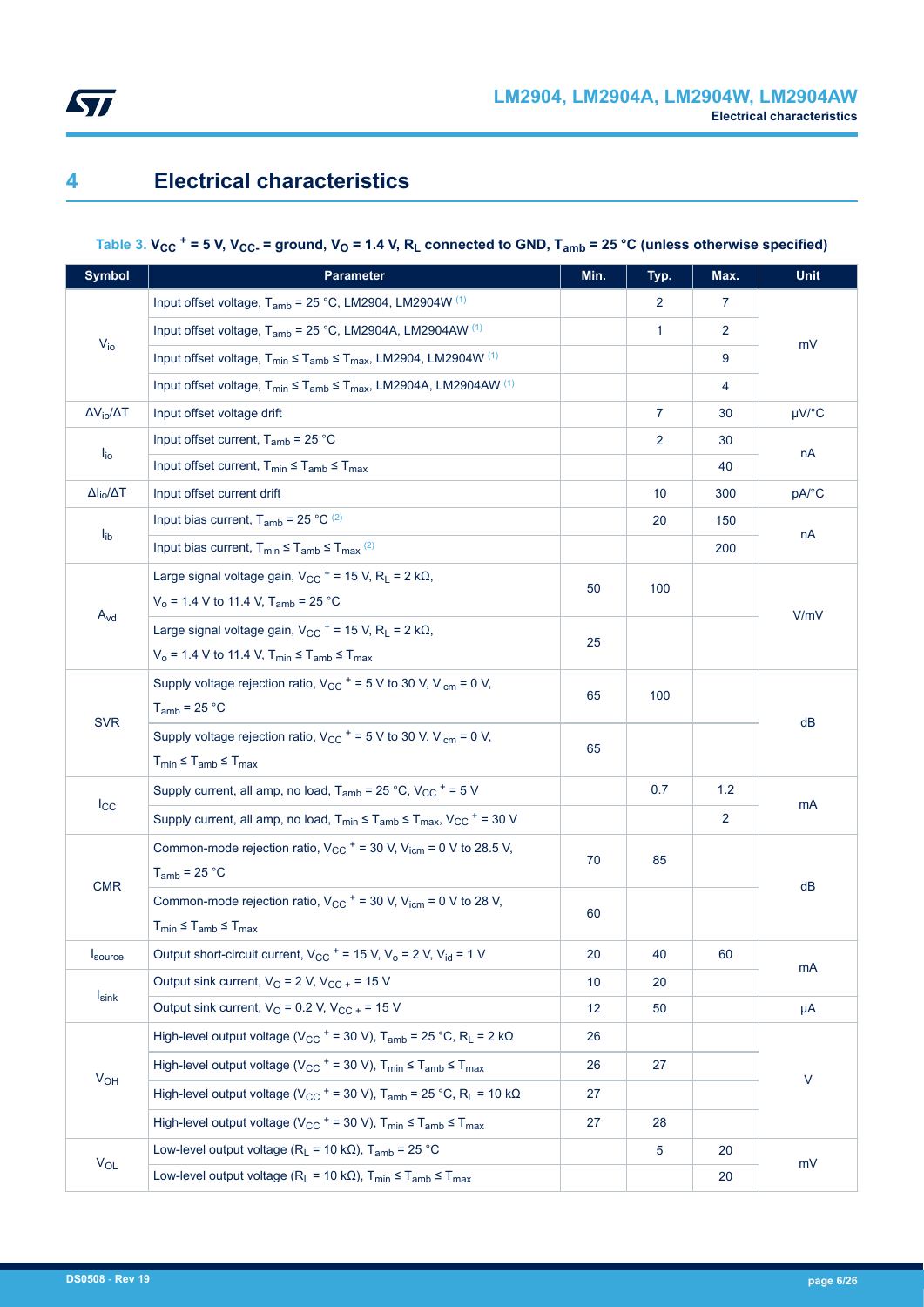# 4 Electrical characteristics

**Table 3. $V_{CC}^+$ = 5 V, $V_{CC-}$ = ground, $V_O$ = 1.4 V, $R_L$ connected to GND, $T_{amb}$ = 25 °C (unless otherwise specified)**

| Symbol | Parameter | Min. | Typ. | Max. | Unit |
|---|---|---|---|---|---|
| $V_{io}$ | Input offset voltage, $T_{amb}$ = 25 °C, LM2904, LM2904W (1) | | 2 | 7 | mV |
| | Input offset voltage, $T_{amb}$ = 25 °C, LM2904A, LM2904AW (1) | | 1 | 2 | |
| | Input offset voltage, $T_{min} \leq T_{amb} \leq T_{max}$, LM2904, LM2904W (1) | | | 9 | |
| | Input offset voltage, $T_{min} \leq T_{amb} \leq T_{max}$, LM2904A, LM2904AW (1) | | | 4 | |
| $\Delta V_{io}/\Delta T$ | Input offset voltage drift | | 7 | 30 | µV/°C |
| $I_{io}$ | Input offset current, $T_{amb}$ = 25 °C | | 2 | 30 | nA |
| | Input offset current, $T_{min} \leq T_{amb} \leq T_{max}$ | | | 40 | |
| $\Delta I_{io}/\Delta T$ | Input offset current drift | | 10 | 300 | pA/°C |
| $I_{ib}$ | Input bias current, $T_{amb}$ = 25 °C (2) | | 20 | 150 | nA |
| | Input bias current, $T_{min} \leq T_{amb} \leq T_{max}$ (2) | | | 200 | |
| $A_{vd}$ | Large signal voltage gain, $V_{CC}^+$ = 15 V, $R_L$ = 2 kΩ, $V_o$ = 1.4 V to 11.4 V, $T_{amb}$ = 25 °C | 50 | 100 | | V/mV |
| | Large signal voltage gain, $V_{CC}^+$ = 15 V, $R_L$ = 2 kΩ, $V_o$ = 1.4 V to 11.4 V, $T_{min} \leq T_{amb} \leq T_{max}$ | 25 | | | |
| SVR | Supply voltage rejection ratio, $V_{CC}^+$ = 5 V to 30 V, $V_{icm}$ = 0 V, $T_{amb}$ = 25 °C | 65 | 100 | | dB |
| | Supply voltage rejection ratio, $V_{CC}^+$ = 5 V to 30 V, $V_{icm}$ = 0 V, $T_{min} \leq T_{amb} \leq T_{max}$ | 65 | | | |
| $I_{CC}$ | Supply current, all amp, no load, $T_{amb}$ = 25 °C, $V_{CC}^+$ = 5 V | | 0.7 | 1.2 | mA |
| | Supply current, all amp, no load, $T_{min} \leq T_{amb} \leq T_{max}$, $V_{CC}^+$ = 30 V | | | 2 | |
| CMR | Common-mode rejection ratio, $V_{CC}^+$ = 30 V, $V_{icm}$ = 0 V to 28.5 V, $T_{amb}$ = 25 °C | 70 | 85 | | dB |
| | Common-mode rejection ratio, $V_{CC}^+$ = 30 V, $V_{icm}$ = 0 V to 28 V, $T_{min} \leq T_{amb} \leq T_{max}$ | 60 | | | |
| $I_{source}$ | Output short-circuit current, $V_{CC}^+$ = 15 V, $V_o$ = 2 V, $V_{id}$ = 1 V | 20 | 40 | 60 | mA |
| $I_{sink}$ | Output sink current, $V_O$ = 2 V, $V_{CC+}$ = 15 V | 10 | 20 | | mA |
| | Output sink current, $V_O$ = 0.2 V, $V_{CC+}$ = 15 V | 12 | 50 | | µA |
| $V_{OH}$ | High-level output voltage ($V_{CC}^+$ = 30 V), $T_{amb}$ = 25 °C, $R_L$ = 2 kΩ | 26 | | | V |
| | High-level output voltage ($V_{CC}^+$ = 30 V), $T_{min} \leq T_{amb} \leq T_{max}$ | 26 | 27 | | |
| | High-level output voltage ($V_{CC}^+$ = 30 V), $T_{amb}$ = 25 °C, $R_L$ = 10 kΩ | 27 | | | |
| | High-level output voltage ($V_{CC}^+$ = 30 V), $T_{min} \leq T_{amb} \leq T_{max}$ | 27 | 28 | | |
| $V_{OL}$ | Low-level output voltage ($R_L$ = 10 kΩ), $T_{amb}$ = 25 °C | | 5 | 20 | mV |
| | Low-level output voltage ($R_L$ = 10 kΩ), $T_{min} \leq T_{amb} \leq T_{max}$ | | | 20 | |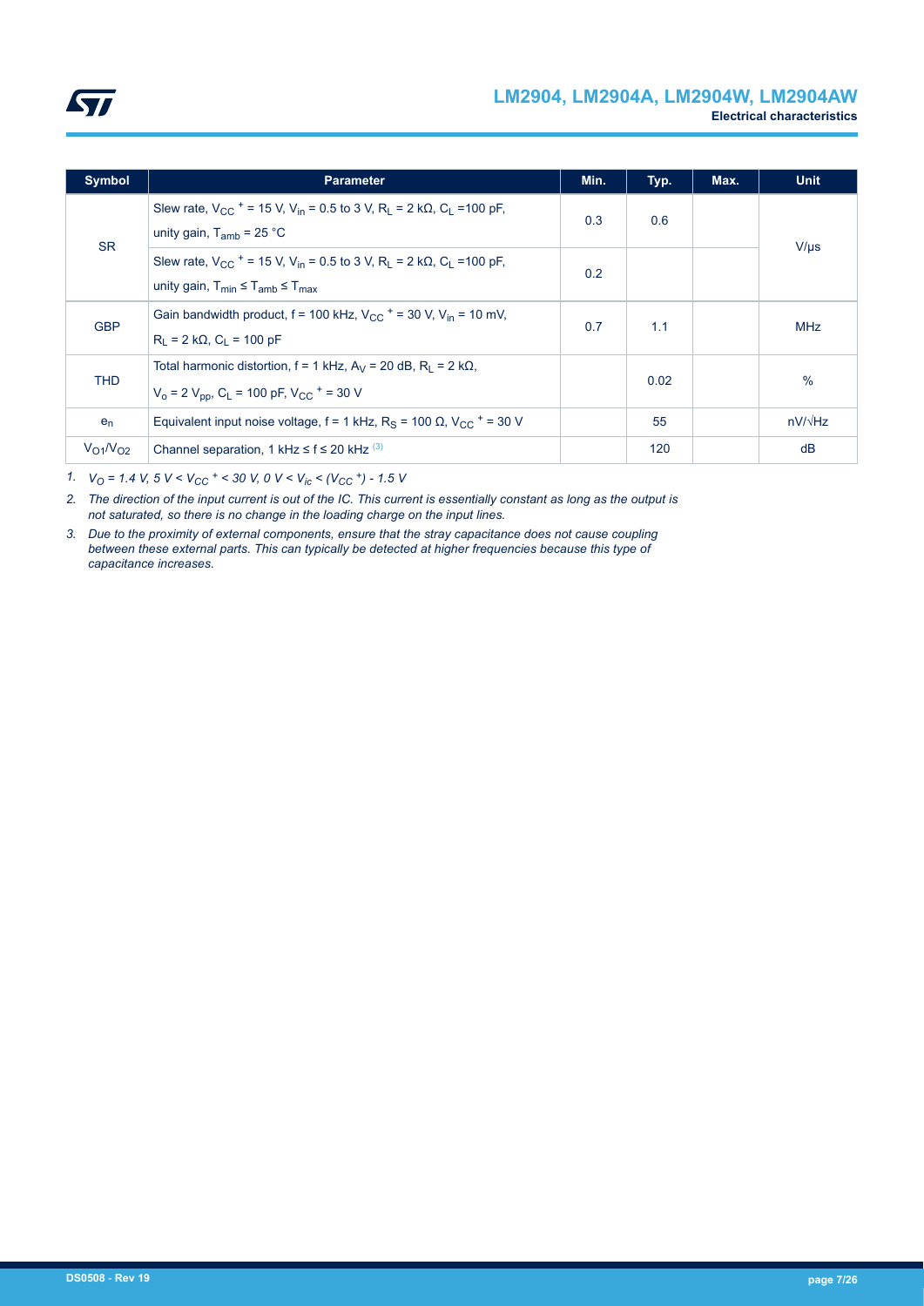| Symbol | Parameter | Min. | Typ. | Max. | Unit |
| --- | --- | --- | --- | --- | --- |
| SR | Slew rate, $V_{CC}{}^{+}$ = 15 V, $V_{in}$ = 0.5 to 3 V, $R_L$ = 2 kΩ, $C_L$ =100 pF, unity gain, $T_{amb}$ = 25 °C | 0.3 | 0.6 | | V/µs |
| | Slew rate, $V_{CC}{}^{+}$ = 15 V, $V_{in}$ = 0.5 to 3 V, $R_L$ = 2 kΩ, $C_L$ =100 pF, unity gain, $T_{min} \leq T_{amb} \leq T_{max}$ | 0.2 | | | |
| GBP | Gain bandwidth product, f = 100 kHz, $V_{CC}{}^{+}$ = 30 V, $V_{in}$ = 10 mV, $R_L$ = 2 kΩ, $C_L$ = 100 pF | 0.7 | 1.1 | | MHz |
| THD | Total harmonic distortion, f = 1 kHz, $A_V$ = 20 dB, $R_L$ = 2 kΩ, $V_o$ = 2 $V_{pp}$, $C_L$ = 100 pF, $V_{CC}{}^{+}$ = 30 V | | 0.02 | | % |
| $e_n$ | Equivalent input noise voltage, f = 1 kHz, $R_S$ = 100 Ω, $V_{CC}{}^{+}$ = 30 V | | 55 | | nV/√Hz |
| $V_{O1}/V_{O2}$ | Channel separation, 1 kHz ≤ f ≤ 20 kHz [(3)] | | 120 | | dB |

1. *$V_O$ = 1.4 V, 5 V < $V_{CC}{}^{+}$ < 30 V, 0 V < $V_{ic}$ < ($V_{CC}{}^{+}$) - 1.5 V*
2. *The direction of the input current is out of the IC. This current is essentially constant as long as the output is not saturated, so there is no change in the loading charge on the input lines.*
3. *Due to the proximity of external components, ensure that the stray capacitance does not cause coupling between these external parts. This can typically be detected at higher frequencies because this type of capacitance increases.*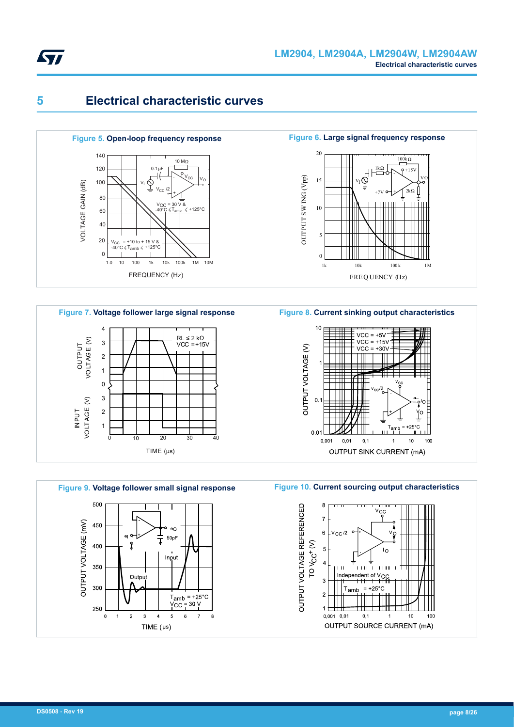# 5 Electrical characteristic curves

**Figure 5.** Open-loop frequency response

**Figure 6.** Large signal frequency response

**Figure 7.** Voltage follower large signal response

**Figure 8.** Current sinking output characteristics

**Figure 9.** Voltage follower small signal response

**Figure 10.** Current sourcing output characteristics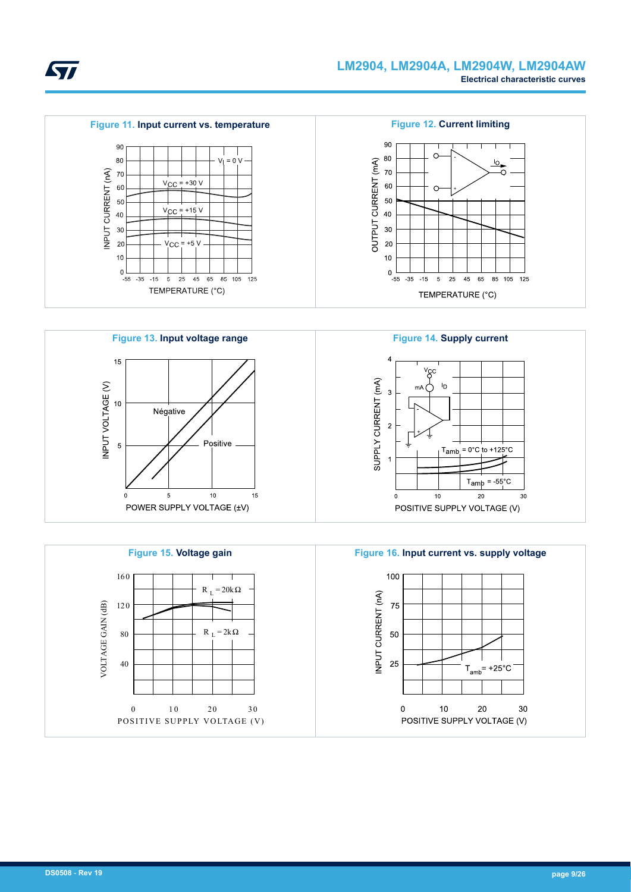**Figure 11. Input current vs. temperature**

**Figure 12. Current limiting**

**Figure 13. Input voltage range**

**Figure 14. Supply current**

**Figure 15. Voltage gain**

**Figure 16. Input current vs. supply voltage**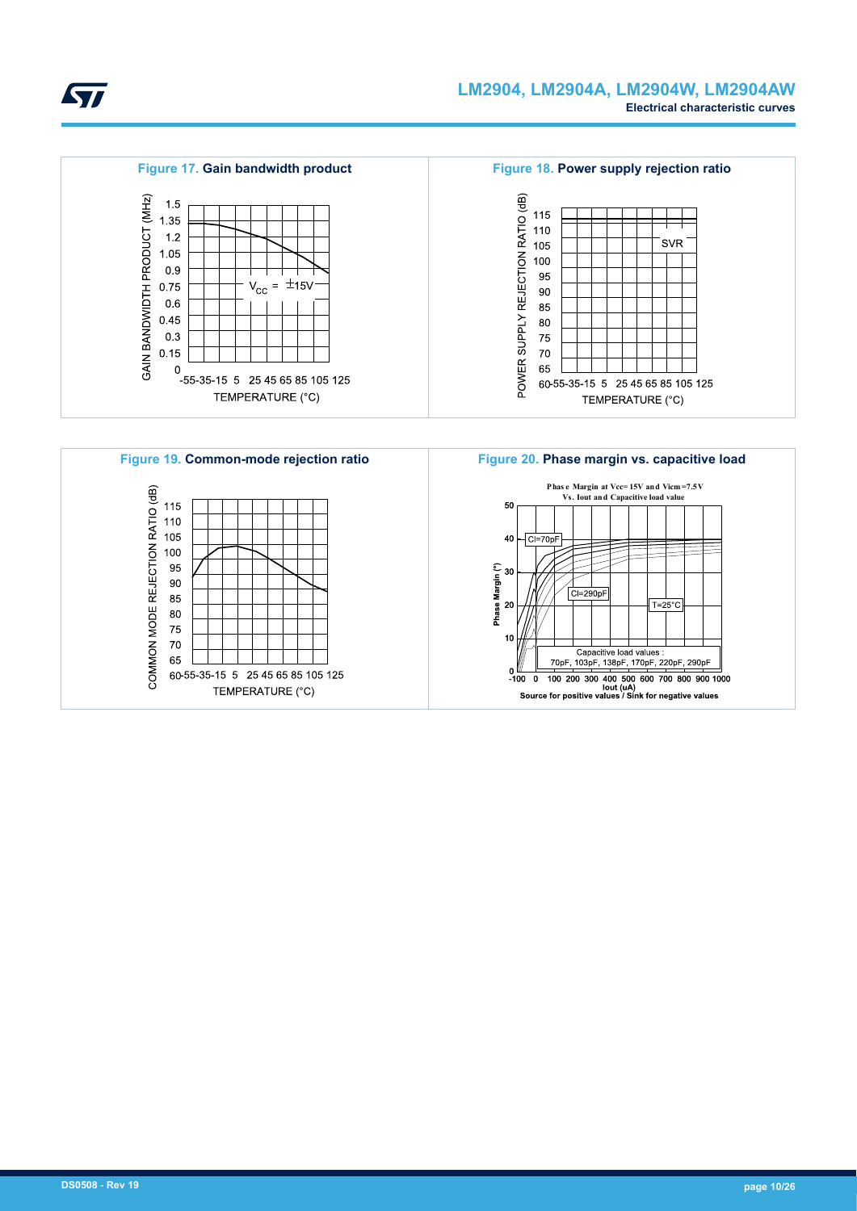**Figure 17.** Gain bandwidth product

**Figure 18.** Power supply rejection ratio

**Figure 19.** Common-mode rejection ratio

**Figure 20.** Phase margin vs. capacitive load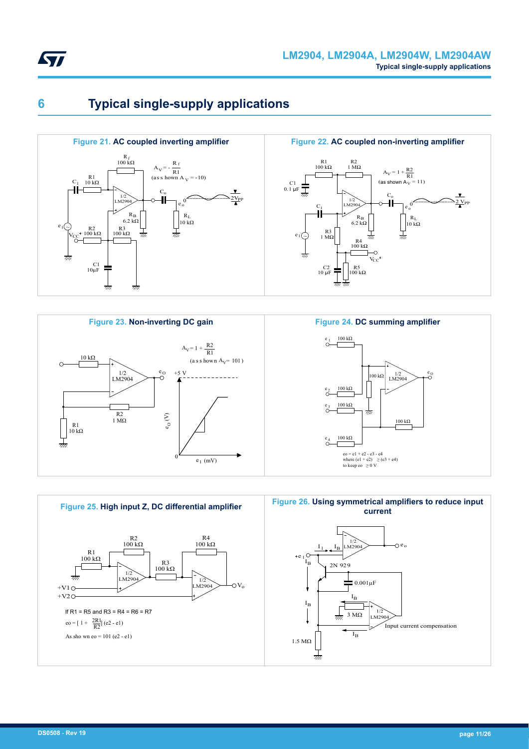# 6 Typical single-supply applications

**Figure 21. AC coupled inverting amplifier**

$A_V = -\frac{R_f}{R1}$ (as shown $A_V = -10$)

**Figure 22. AC coupled non-inverting amplifier**

$A_V = 1 + \frac{R2}{R1}$ (as shown $A_V = 11$)

**Figure 23. Non-inverting DC gain**

$A_V = 1 + \frac{R2}{R1}$ (as shown $A_V = 101$)

**Figure 24. DC summing amplifier**

eo = e1 + e2 - e3 - e4
where (e1 + e2) ≥ (e3 + e4)
to keep eo ≥ 0 V

**Figure 25. High input Z, DC differential amplifier**

If R1 = R5 and R3 = R4 = R6 = R7

$eo = [1 + \frac{2R1}{R2}] (e2 - e1)$

As shown eo = 101 (e2 - e1)

**Figure 26. Using symmetrical amplifiers to reduce input current**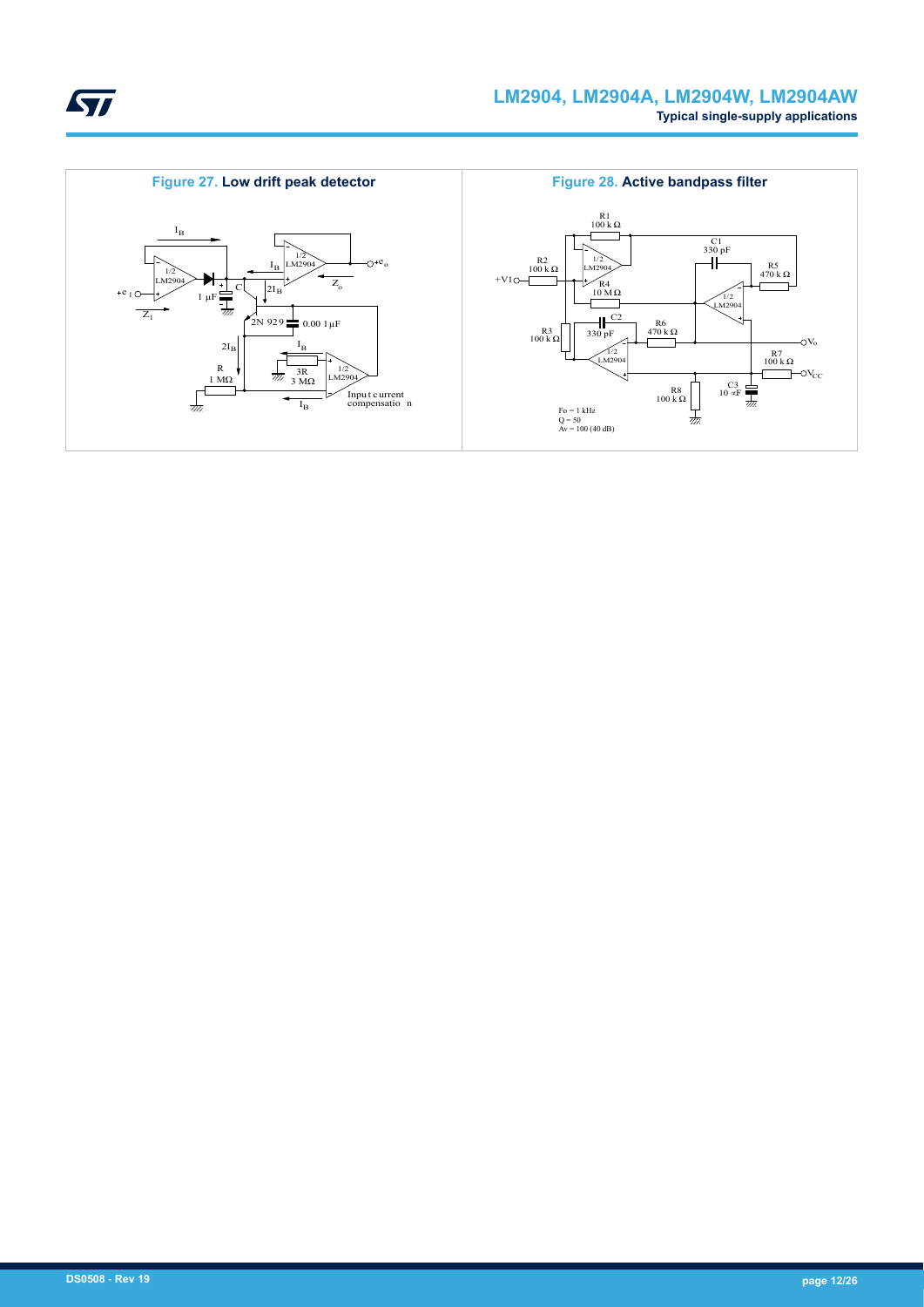**Figure 27. Low drift peak detector**

**Figure 28. Active bandpass filter**

Fo = 1 kHz
Q = 50
Av = 100 (40 dB)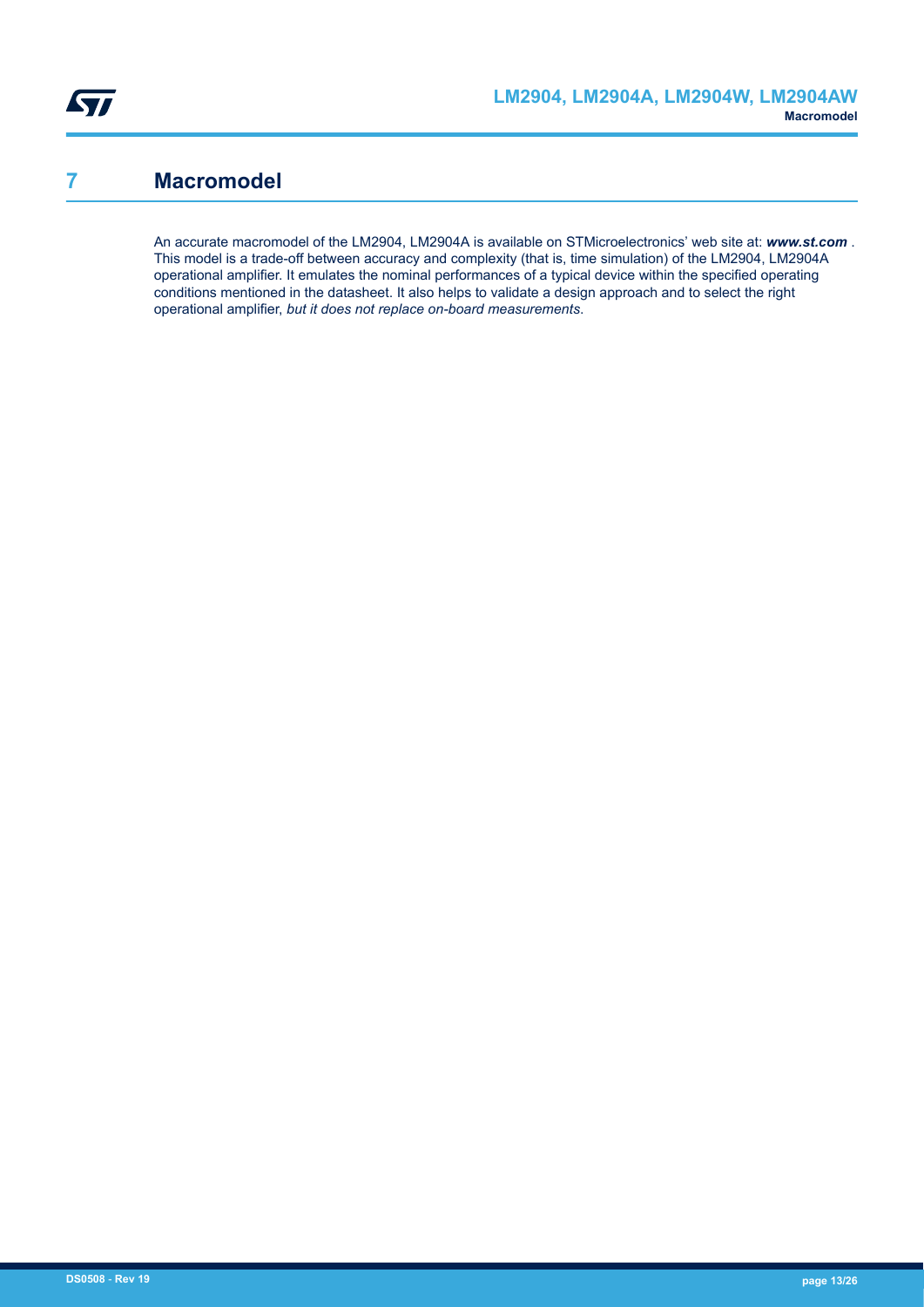# 7 Macromodel

An accurate macromodel of the LM2904, LM2904A is available on STMicroelectronics' web site at: ***www.st.com*** . This model is a trade-off between accuracy and complexity (that is, time simulation) of the LM2904, LM2904A operational amplifier. It emulates the nominal performances of a typical device within the specified operating conditions mentioned in the datasheet. It also helps to validate a design approach and to select the right operational amplifier, *but it does not replace on-board measurements*.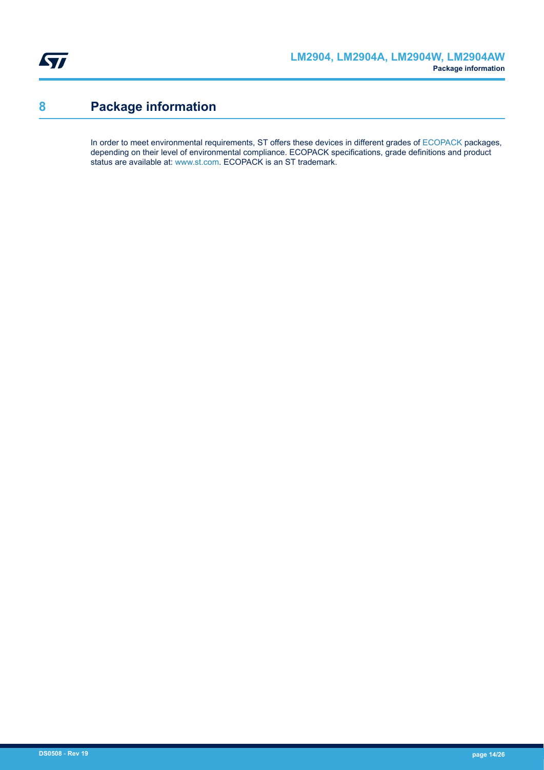# 8 Package information

In order to meet environmental requirements, ST offers these devices in different grades of ECOPACK packages, depending on their level of environmental compliance. ECOPACK specifications, grade definitions and product status are available at: www.st.com. ECOPACK is an ST trademark.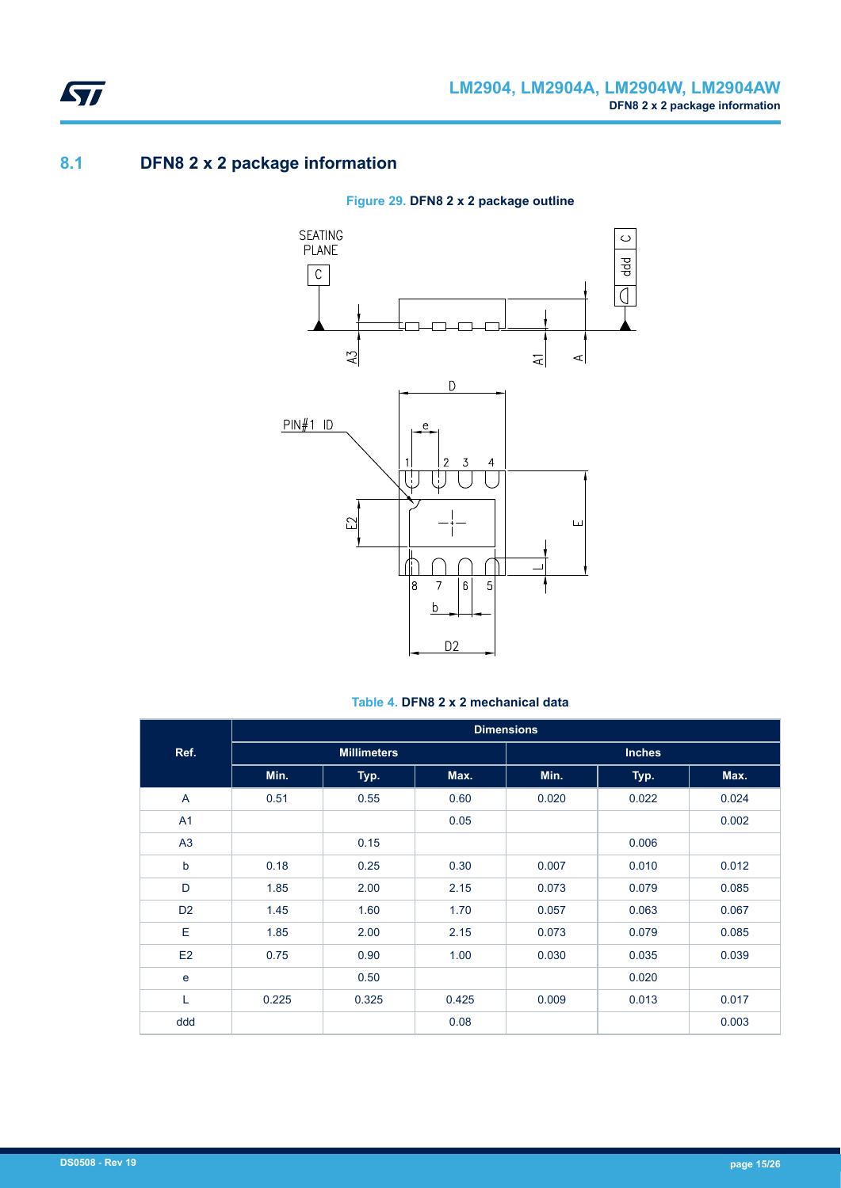## 8.1 DFN8 2 x 2 package information

Figure 29. DFN8 2 x 2 package outline

Table 4. DFN8 2 x 2 mechanical data

| Ref. | Dimensions | | | | | |
|---|---|---|---|---|---|---|
| | Millimeters | | | Inches | | |
| | Min. | Typ. | Max. | Min. | Typ. | Max. |
| A | 0.51 | 0.55 | 0.60 | 0.020 | 0.022 | 0.024 |
| A1 | | | 0.05 | | | 0.002 |
| A3 | | 0.15 | | | 0.006 | |
| b | 0.18 | 0.25 | 0.30 | 0.007 | 0.010 | 0.012 |
| D | 1.85 | 2.00 | 2.15 | 0.073 | 0.079 | 0.085 |
| D2 | 1.45 | 1.60 | 1.70 | 0.057 | 0.063 | 0.067 |
| E | 1.85 | 2.00 | 2.15 | 0.073 | 0.079 | 0.085 |
| E2 | 0.75 | 0.90 | 1.00 | 0.030 | 0.035 | 0.039 |
| e | | 0.50 | | | 0.020 | |
| L | 0.225 | 0.325 | 0.425 | 0.009 | 0.013 | 0.017 |
| ddd | | | 0.08 | | | 0.003 |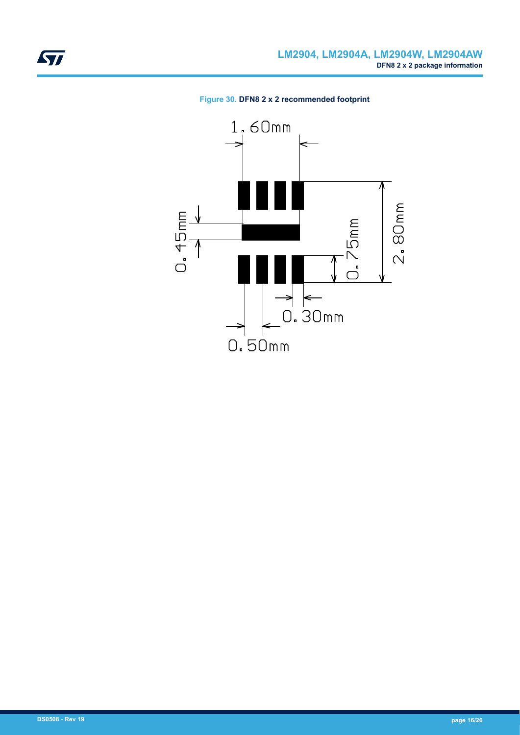Figure 30. DFN8 2 x 2 recommended footprint

1.60mm

0.45mm

0.75mm

2.80mm

0.30mm

0.50mm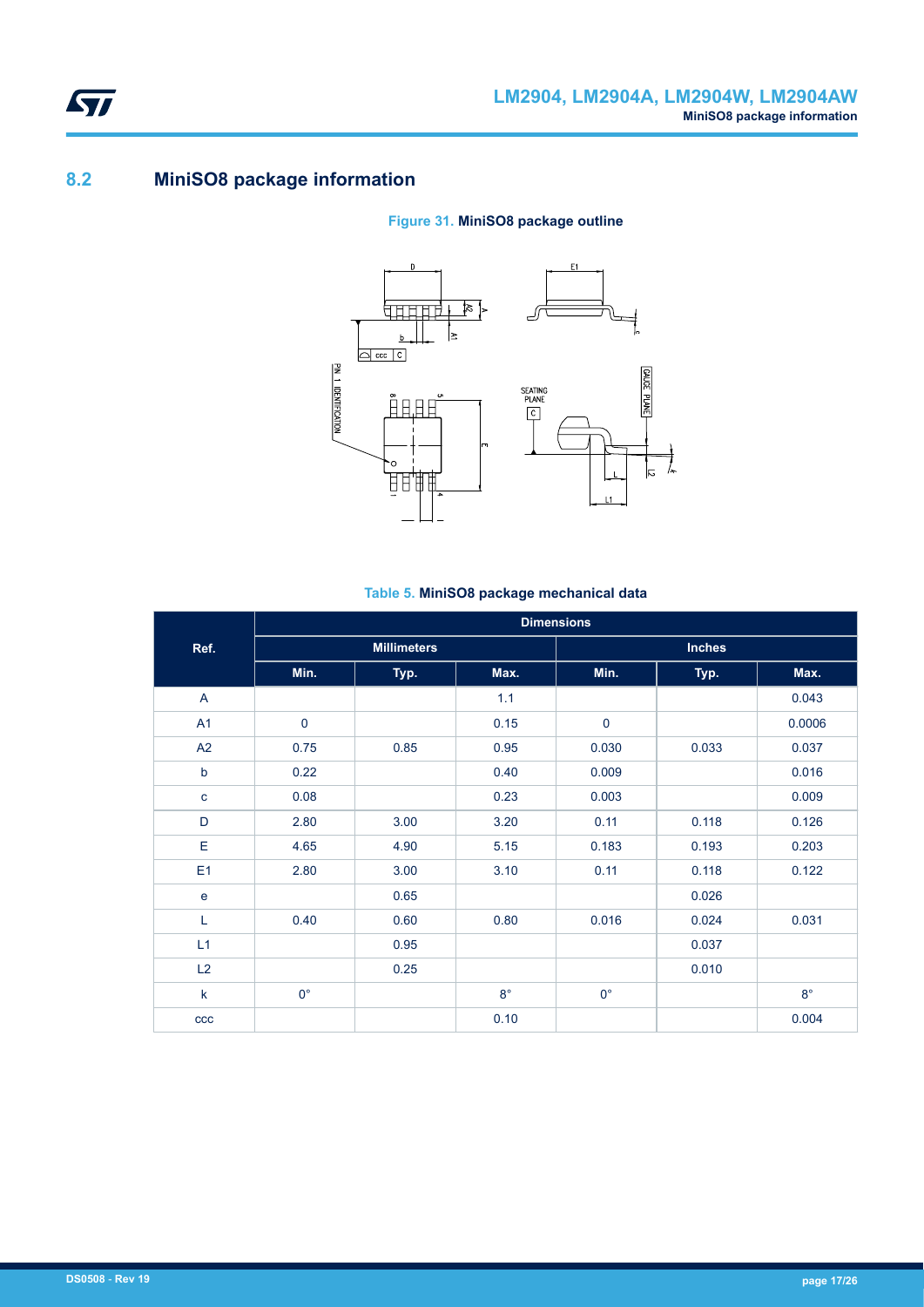## 8.2 MiniSO8 package information

**Figure 31.** MiniSO8 package outline

**Table 5.** MiniSO8 package mechanical data

| Ref. | Dimensions | | | | | |
|---|---|---|---|---|---|---|
| | Millimeters | | | Inches | | |
| | Min. | Typ. | Max. | Min. | Typ. | Max. |
| A | | | 1.1 | | | 0.043 |
| A1 | 0 | | 0.15 | 0 | | 0.0006 |
| A2 | 0.75 | 0.85 | 0.95 | 0.030 | 0.033 | 0.037 |
| b | 0.22 | | 0.40 | 0.009 | | 0.016 |
| c | 0.08 | | 0.23 | 0.003 | | 0.009 |
| D | 2.80 | 3.00 | 3.20 | 0.11 | 0.118 | 0.126 |
| E | 4.65 | 4.90 | 5.15 | 0.183 | 0.193 | 0.203 |
| E1 | 2.80 | 3.00 | 3.10 | 0.11 | 0.118 | 0.122 |
| e | | 0.65 | | | 0.026 | |
| L | 0.40 | 0.60 | 0.80 | 0.016 | 0.024 | 0.031 |
| L1 | | 0.95 | | | 0.037 | |
| L2 | | 0.25 | | | 0.010 | |
| k | 0° | | 8° | 0° | | 8° |
| ccc | | | 0.10 | | | 0.004 |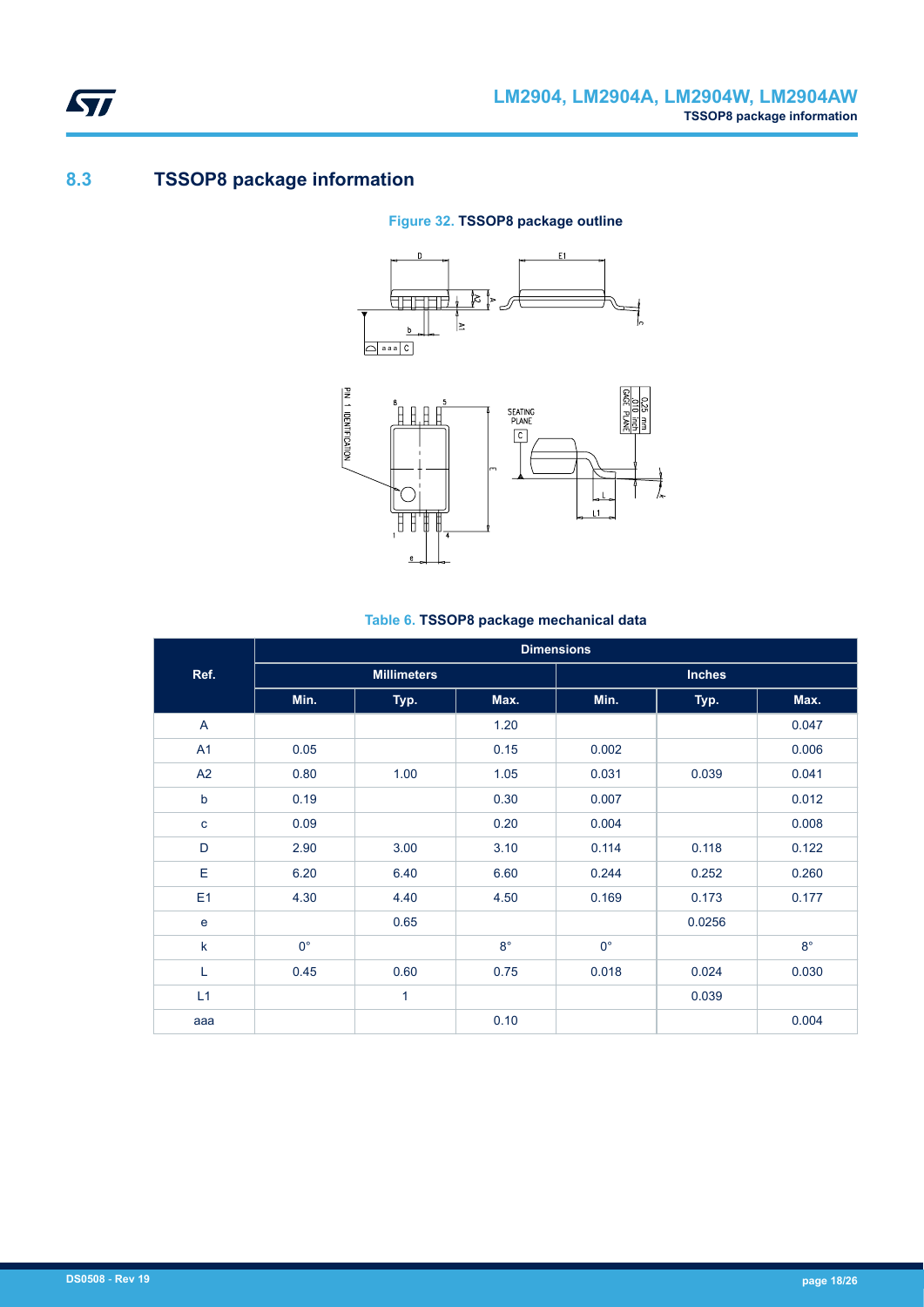## 8.3 TSSOP8 package information

**Figure 32. TSSOP8 package outline**

**Table 6. TSSOP8 package mechanical data**

| Ref. | Dimensions | | | | | |
|---|---|---|---|---|---|---|
| | Millimeters | | | Inches | | |
| | Min. | Typ. | Max. | Min. | Typ. | Max. |
| A | | | 1.20 | | | 0.047 |
| A1 | 0.05 | | 0.15 | 0.002 | | 0.006 |
| A2 | 0.80 | 1.00 | 1.05 | 0.031 | 0.039 | 0.041 |
| b | 0.19 | | 0.30 | 0.007 | | 0.012 |
| c | 0.09 | | 0.20 | 0.004 | | 0.008 |
| D | 2.90 | 3.00 | 3.10 | 0.114 | 0.118 | 0.122 |
| E | 6.20 | 6.40 | 6.60 | 0.244 | 0.252 | 0.260 |
| E1 | 4.30 | 4.40 | 4.50 | 0.169 | 0.173 | 0.177 |
| e | | 0.65 | | | 0.0256 | |
| k | 0° | | 8° | 0° | | 8° |
| L | 0.45 | 0.60 | 0.75 | 0.018 | 0.024 | 0.030 |
| L1 | | 1 | | | 0.039 | |
| aaa | | | 0.10 | | | 0.004 |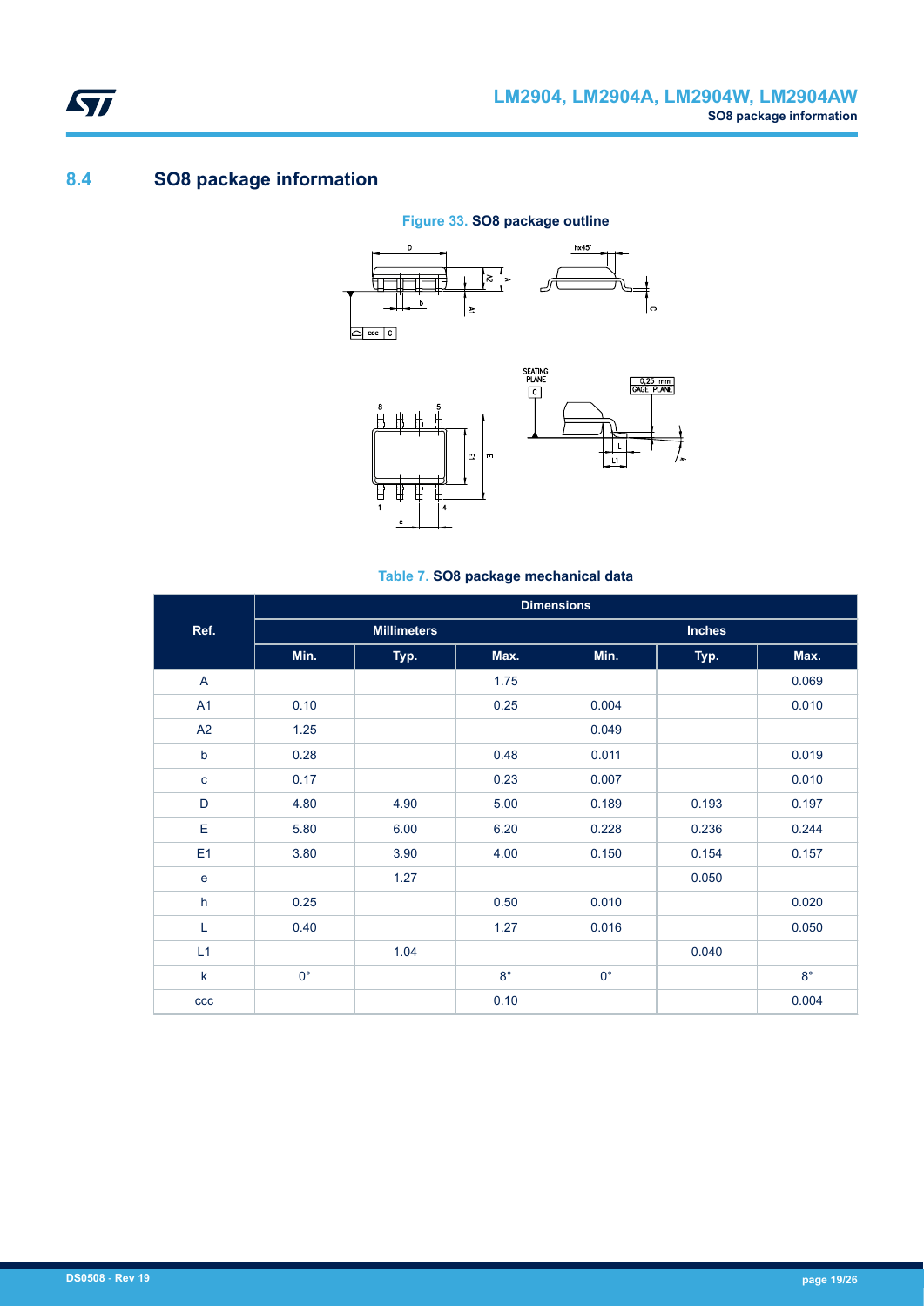## 8.4 SO8 package information

Figure 33. SO8 package outline

Table 7. SO8 package mechanical data

| Ref. | Dimensions | | | | | |
|---|---|---|---|---|---|---|
| | Millimeters | | | Inches | | |
| | Min. | Typ. | Max. | Min. | Typ. | Max. |
| A | | | 1.75 | | | 0.069 |
| A1 | 0.10 | | 0.25 | 0.004 | | 0.010 |
| A2 | 1.25 | | | 0.049 | | |
| b | 0.28 | | 0.48 | 0.011 | | 0.019 |
| c | 0.17 | | 0.23 | 0.007 | | 0.010 |
| D | 4.80 | 4.90 | 5.00 | 0.189 | 0.193 | 0.197 |
| E | 5.80 | 6.00 | 6.20 | 0.228 | 0.236 | 0.244 |
| E1 | 3.80 | 3.90 | 4.00 | 0.150 | 0.154 | 0.157 |
| e | | 1.27 | | | 0.050 | |
| h | 0.25 | | 0.50 | 0.010 | | 0.020 |
| L | 0.40 | | 1.27 | 0.016 | | 0.050 |
| L1 | | 1.04 | | | 0.040 | |
| k | 0° | | 8° | 0° | | 8° |
| ccc | | | 0.10 | | | 0.004 |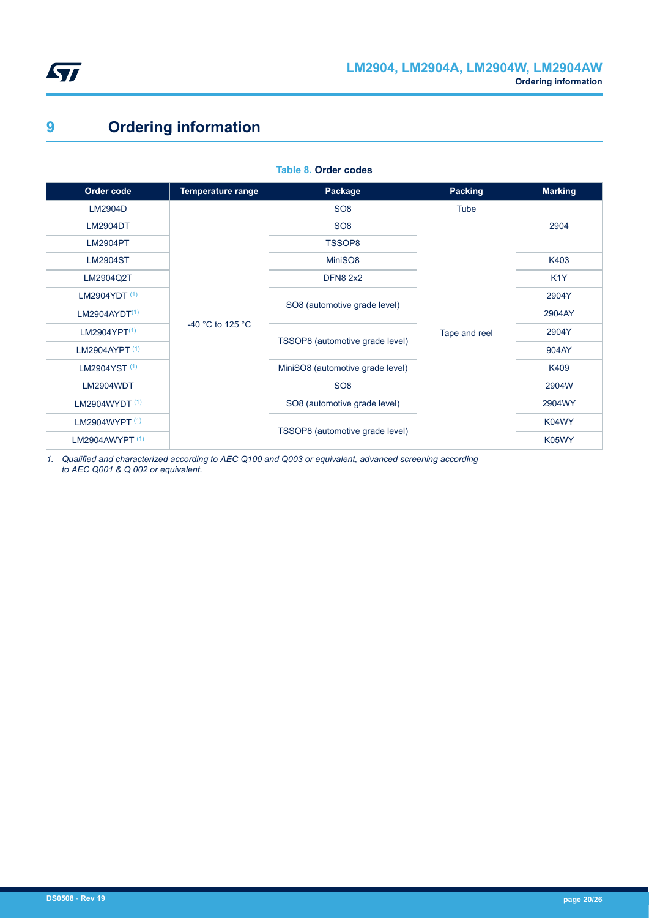# 9 Ordering information

**Table 8. Order codes**

| Order code | Temperature range | Package | Packing | Marking |
|---|---|---|---|---|
| LM2904D | -40 °C to 125 °C | SO8 | Tube | 2904 |
| LM2904DT | | SO8 | Tape and reel | 2904 |
| LM2904PT | | TSSOP8 | | 2904 |
| LM2904ST | | MiniSO8 | | K403 |
| LM2904Q2T | | DFN8 2x2 | | K1Y |
| LM2904YDT [(1)] | | SO8 (automotive grade level) | | 2904Y |
| LM2904AYDT[(1)] | | SO8 (automotive grade level) | | 2904AY |
| LM2904YPT[(1)] | | TSSOP8 (automotive grade level) | | 2904Y |
| LM2904AYPT [(1)] | | TSSOP8 (automotive grade level) | | 904AY |
| LM2904YST [(1)] | | MiniSO8 (automotive grade level) | | K409 |
| LM2904WDT | | SO8 | | 2904W |
| LM2904WYDT [(1)] | | SO8 (automotive grade level) | | 2904WY |
| LM2904WYPT [(1)] | | TSSOP8 (automotive grade level) | | K04WY |
| LM2904AWYPT [(1)] | | TSSOP8 (automotive grade level) | | K05WY |

1. *Qualified and characterized according to AEC Q100 and Q003 or equivalent, advanced screening according to AEC Q001 & Q 002 or equivalent.*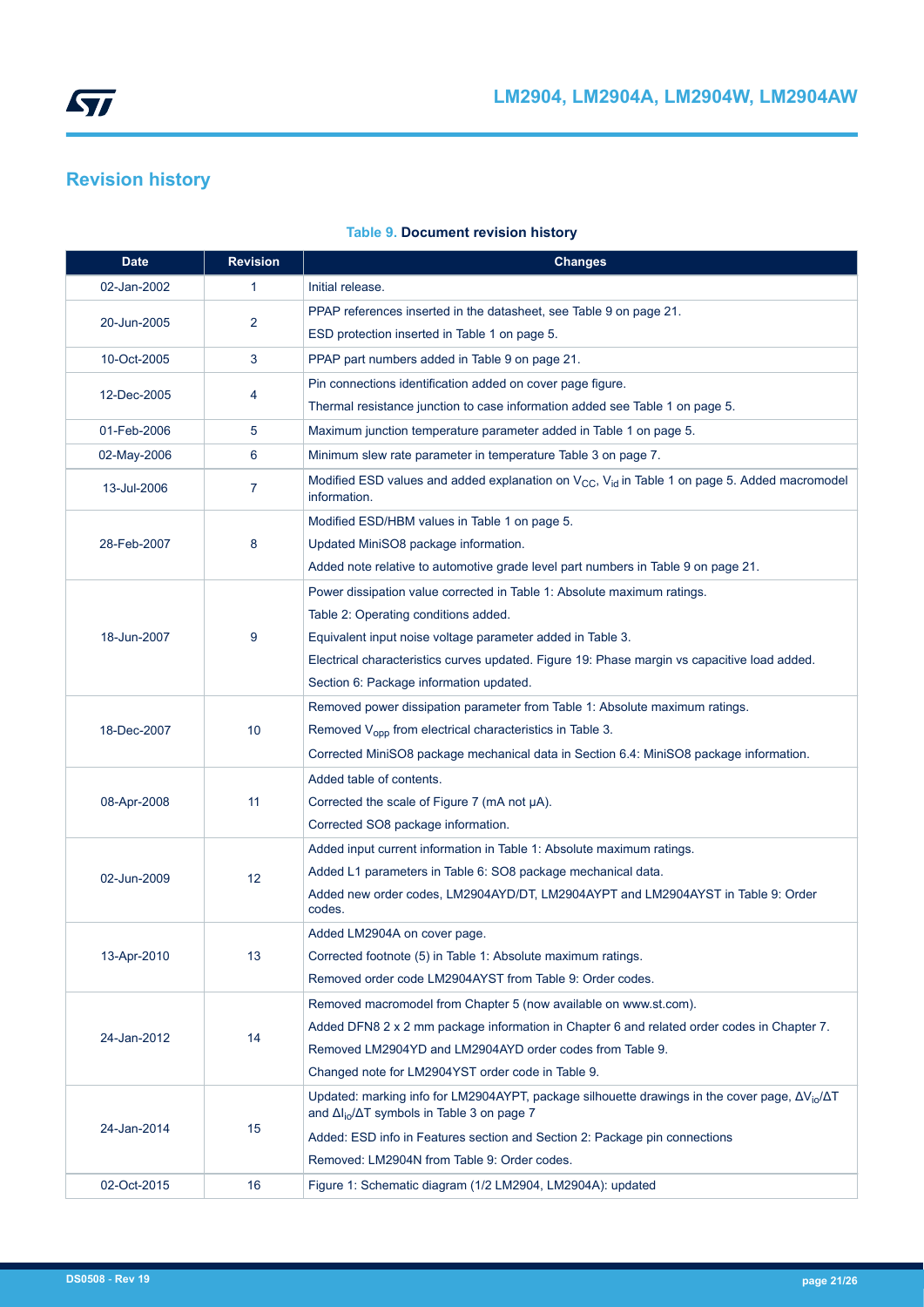# Revision history

**Table 9. Document revision history**

| Date | Revision | Changes |
|---|---|---|
| 02-Jan-2002 | 1 | Initial release. |
| 20-Jun-2005 | 2 | PPAP references inserted in the datasheet, see Table 9 on page 21.<br>ESD protection inserted in Table 1 on page 5. |
| 10-Oct-2005 | 3 | PPAP part numbers added in Table 9 on page 21. |
| 12-Dec-2005 | 4 | Pin connections identification added on cover page figure.<br>Thermal resistance junction to case information added see Table 1 on page 5. |
| 01-Feb-2006 | 5 | Maximum junction temperature parameter added in Table 1 on page 5. |
| 02-May-2006 | 6 | Minimum slew rate parameter in temperature Table 3 on page 7. |
| 13-Jul-2006 | 7 | Modified ESD values and added explanation on $V_{CC}$, $V_{id}$ in Table 1 on page 5. Added macromodel information. |
| 28-Feb-2007 | 8 | Modified ESD/HBM values in Table 1 on page 5.<br>Updated MiniSO8 package information.<br>Added note relative to automotive grade level part numbers in Table 9 on page 21. |
| 18-Jun-2007 | 9 | Power dissipation value corrected in Table 1: Absolute maximum ratings.<br>Table 2: Operating conditions added.<br>Equivalent input noise voltage parameter added in Table 3.<br>Electrical characteristics curves updated. Figure 19: Phase margin vs capacitive load added.<br>Section 6: Package information updated. |
| 18-Dec-2007 | 10 | Removed power dissipation parameter from Table 1: Absolute maximum ratings.<br>Removed $V_{opp}$ from electrical characteristics in Table 3.<br>Corrected MiniSO8 package mechanical data in Section 6.4: MiniSO8 package information. |
| 08-Apr-2008 | 11 | Added table of contents.<br>Corrected the scale of Figure 7 (mA not μA).<br>Corrected SO8 package information. |
| 02-Jun-2009 | 12 | Added input current information in Table 1: Absolute maximum ratings.<br>Added L1 parameters in Table 6: SO8 package mechanical data.<br>Added new order codes, LM2904AYD/DT, LM2904AYPT and LM2904AYST in Table 9: Order codes. |
| 13-Apr-2010 | 13 | Added LM2904A on cover page.<br>Corrected footnote (5) in Table 1: Absolute maximum ratings.<br>Removed order code LM2904AYST from Table 9: Order codes. |
| 24-Jan-2012 | 14 | Removed macromodel from Chapter 5 (now available on www.st.com).<br>Added DFN8 2 x 2 mm package information in Chapter 6 and related order codes in Chapter 7.<br>Removed LM2904YD and LM2904AYD order codes from Table 9.<br>Changed note for LM2904YST order code in Table 9. |
| 24-Jan-2014 | 15 | Updated: marking info for LM2904AYPT, package silhouette drawings in the cover page, $\Delta V_{io}/\Delta T$ and $\Delta I_{io}/\Delta T$ symbols in Table 3 on page 7<br>Added: ESD info in Features section and Section 2: Package pin connections<br>Removed: LM2904N from Table 9: Order codes. |
| 02-Oct-2015 | 16 | Figure 1: Schematic diagram (1/2 LM2904, LM2904A): updated |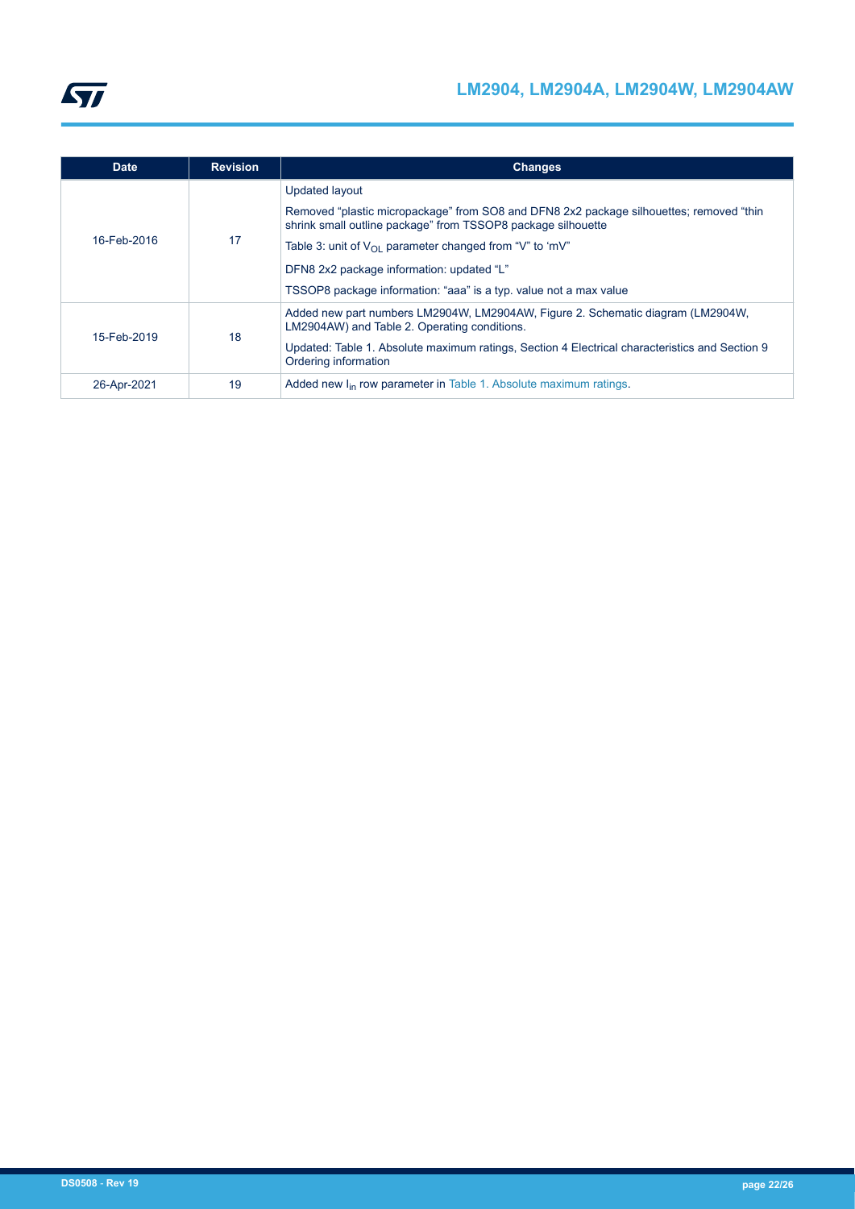| Date | Revision | Changes |
|---|---|---|
| 16-Feb-2016 | 17 | Updated layout<br>Removed “plastic micropackage” from SO8 and DFN8 2x2 package silhouettes; removed “thin shrink small outline package” from TSSOP8 package silhouette<br>Table 3: unit of $V_{OL}$ parameter changed from “V” to ‘mV”<br>DFN8 2x2 package information: updated “L”<br>TSSOP8 package information: “aaa” is a typ. value not a max value |
| 15-Feb-2019 | 18 | Added new part numbers LM2904W, LM2904AW, Figure 2. Schematic diagram (LM2904W, LM2904AW) and Table 2. Operating conditions.<br>Updated: Table 1. Absolute maximum ratings, Section 4 Electrical characteristics and Section 9 Ordering information |
| 26-Apr-2021 | 19 | Added new $I_{in}$ row parameter in Table 1. Absolute maximum ratings. |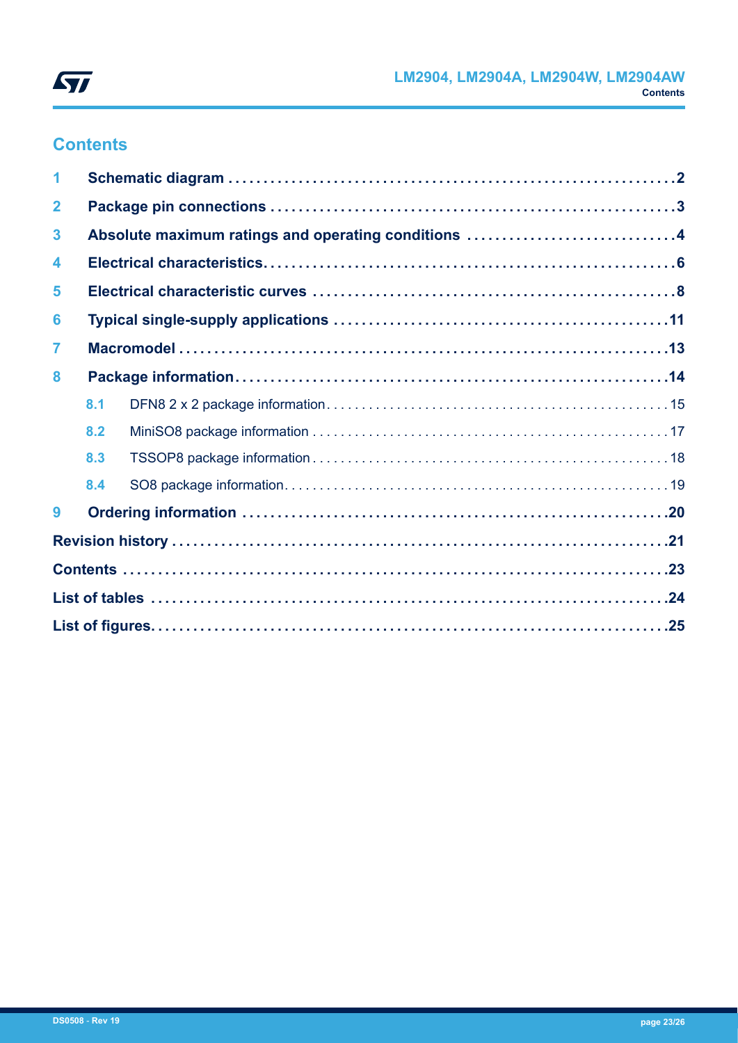# Contents

| | | |
|---|---|---|
| **1** | **Schematic diagram** | **2** |
| **2** | **Package pin connections** | **3** |
| **3** | **Absolute maximum ratings and operating conditions** | **4** |
| **4** | **Electrical characteristics** | **6** |
| **5** | **Electrical characteristic curves** | **8** |
| **6** | **Typical single-supply applications** | **11** |
| **7** | **Macromodel** | **13** |
| **8** | **Package information** | **14** |
| 8.1 | DFN8 2 x 2 package information | 15 |
| 8.2 | MiniSO8 package information | 17 |
| 8.3 | TSSOP8 package information | 18 |
| 8.4 | SO8 package information | 19 |
| **9** | **Ordering information** | **20** |
| | **Revision history** | **21** |
| | **Contents** | **23** |
| | **List of tables** | **24** |
| | **List of figures** | **25** |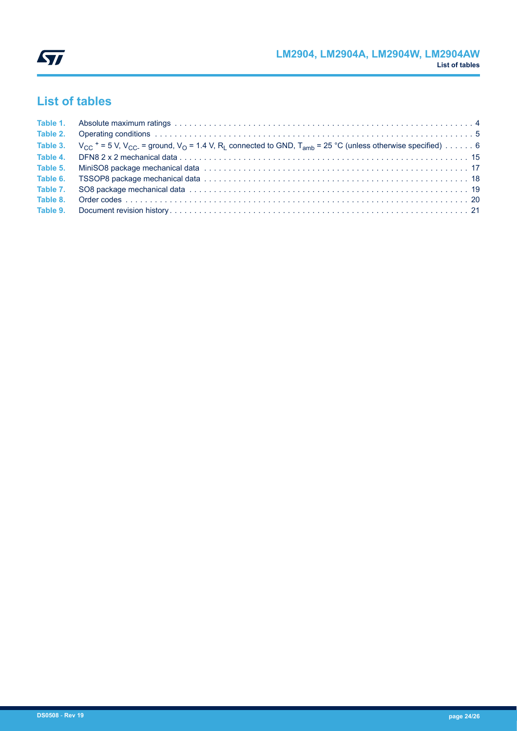## List of tables

Table 1. Absolute maximum ratings . . . . . . . . . . . . . . . . . . . . . . . . . . . . . . . . . . . . . . . . . . . . . . . . . . . . . . . . . . . . . . . . 4
Table 2. Operating conditions . . . . . . . . . . . . . . . . . . . . . . . . . . . . . . . . . . . . . . . . . . . . . . . . . . . . . . . . . . . . . . . . . . . . 5
Table 3. $V_{CC}$ $^{+}$ = 5 V, $V_{CC-}$ = ground, $V_O$ = 1.4 V, $R_L$ connected to GND, $T_{amb}$ = 25 °C (unless otherwise specified) . . . . . . 6
Table 4. DFN8 2 x 2 mechanical data . . . . . . . . . . . . . . . . . . . . . . . . . . . . . . . . . . . . . . . . . . . . . . . . . . . . . . . . . . . . 15
Table 5. MiniSO8 package mechanical data . . . . . . . . . . . . . . . . . . . . . . . . . . . . . . . . . . . . . . . . . . . . . . . . . . . . . . . 17
Table 6. TSSOP8 package mechanical data . . . . . . . . . . . . . . . . . . . . . . . . . . . . . . . . . . . . . . . . . . . . . . . . . . . . . . . 18
Table 7. SO8 package mechanical data . . . . . . . . . . . . . . . . . . . . . . . . . . . . . . . . . . . . . . . . . . . . . . . . . . . . . . . . . . . 19
Table 8. Order codes . . . . . . . . . . . . . . . . . . . . . . . . . . . . . . . . . . . . . . . . . . . . . . . . . . . . . . . . . . . . . . . . . . . . . . . . . 20
Table 9. Document revision history . . . . . . . . . . . . . . . . . . . . . . . . . . . . . . . . . . . . . . . . . . . . . . . . . . . . . . . . . . . . . . 21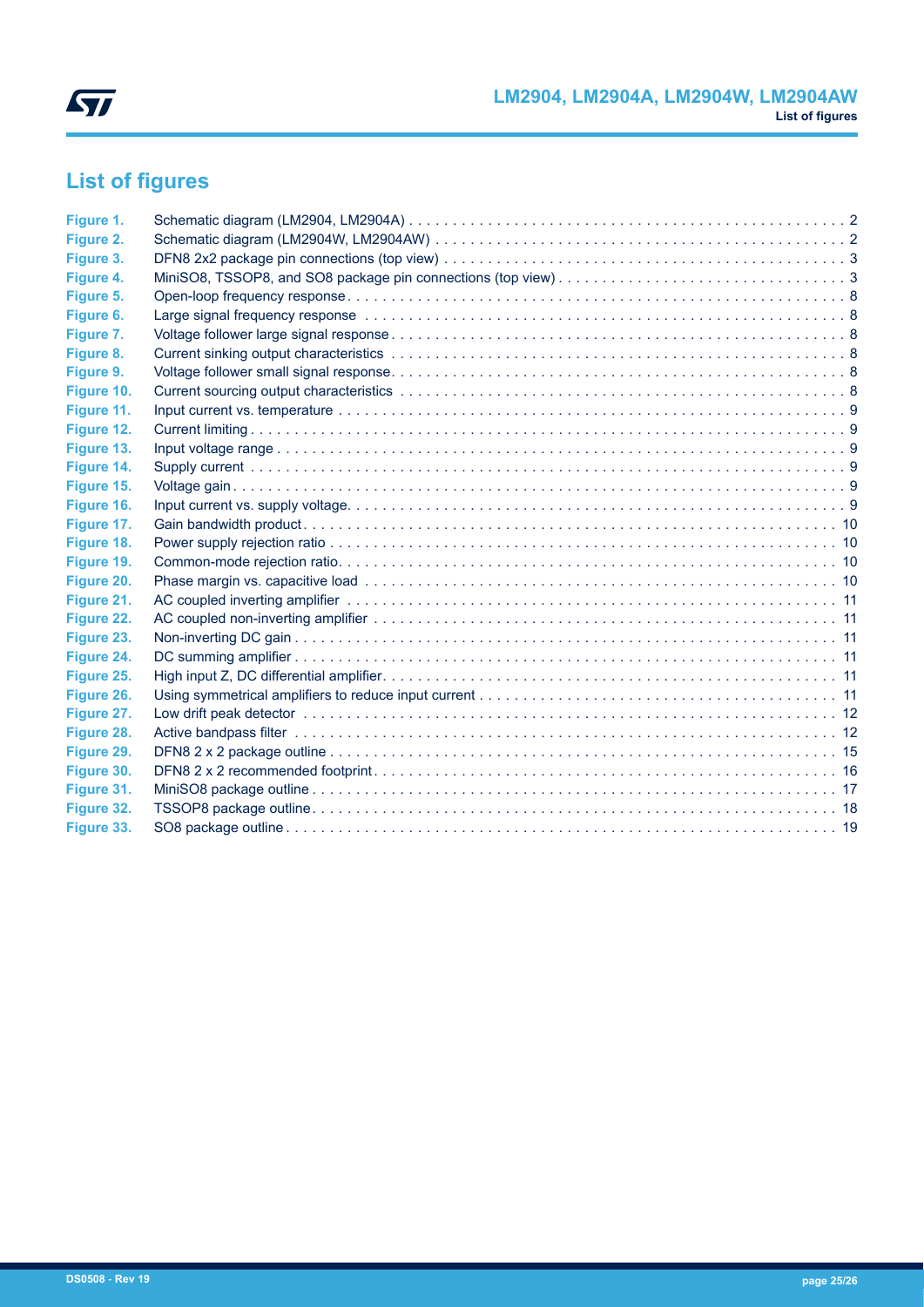## List of figures

| | | |
|---|---|---|
| **Figure 1.** | Schematic diagram (LM2904, LM2904A) | 2 |
| **Figure 2.** | Schematic diagram (LM2904W, LM2904AW) | 2 |
| **Figure 3.** | DFN8 2x2 package pin connections (top view) | 3 |
| **Figure 4.** | MiniSO8, TSSOP8, and SO8 package pin connections (top view) | 3 |
| **Figure 5.** | Open-loop frequency response | 8 |
| **Figure 6.** | Large signal frequency response | 8 |
| **Figure 7.** | Voltage follower large signal response | 8 |
| **Figure 8.** | Current sinking output characteristics | 8 |
| **Figure 9.** | Voltage follower small signal response | 8 |
| **Figure 10.** | Current sourcing output characteristics | 8 |
| **Figure 11.** | Input current vs. temperature | 9 |
| **Figure 12.** | Current limiting | 9 |
| **Figure 13.** | Input voltage range | 9 |
| **Figure 14.** | Supply current | 9 |
| **Figure 15.** | Voltage gain | 9 |
| **Figure 16.** | Input current vs. supply voltage | 9 |
| **Figure 17.** | Gain bandwidth product | 10 |
| **Figure 18.** | Power supply rejection ratio | 10 |
| **Figure 19.** | Common-mode rejection ratio | 10 |
| **Figure 20.** | Phase margin vs. capacitive load | 10 |
| **Figure 21.** | AC coupled inverting amplifier | 11 |
| **Figure 22.** | AC coupled non-inverting amplifier | 11 |
| **Figure 23.** | Non-inverting DC gain | 11 |
| **Figure 24.** | DC summing amplifier | 11 |
| **Figure 25.** | High input Z, DC differential amplifier | 11 |
| **Figure 26.** | Using symmetrical amplifiers to reduce input current | 11 |
| **Figure 27.** | Low drift peak detector | 12 |
| **Figure 28.** | Active bandpass filter | 12 |
| **Figure 29.** | DFN8 2 x 2 package outline | 15 |
| **Figure 30.** | DFN8 2 x 2 recommended footprint | 16 |
| **Figure 31.** | MiniSO8 package outline | 17 |
| **Figure 32.** | TSSOP8 package outline | 18 |
| **Figure 33.** | SO8 package outline | 19 |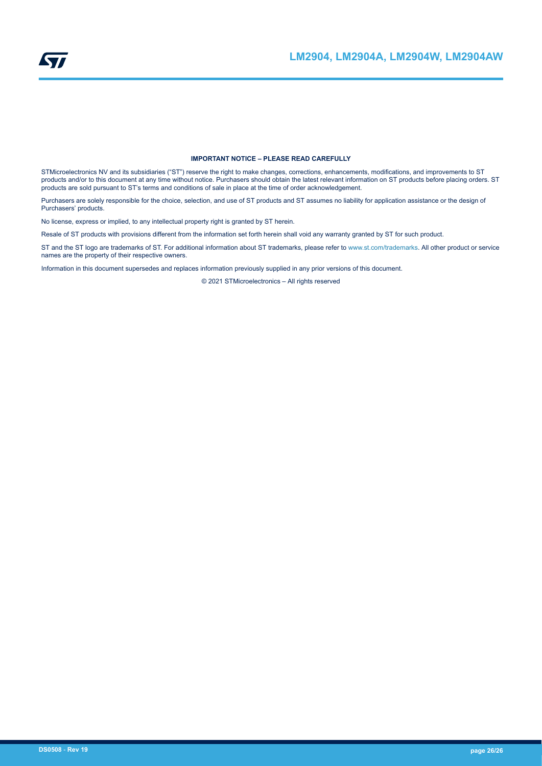**IMPORTANT NOTICE – PLEASE READ CAREFULLY**

STMicroelectronics NV and its subsidiaries ("ST") reserve the right to make changes, corrections, enhancements, modifications, and improvements to ST products and/or to this document at any time without notice. Purchasers should obtain the latest relevant information on ST products before placing orders. ST products are sold pursuant to ST's terms and conditions of sale in place at the time of order acknowledgement.

Purchasers are solely responsible for the choice, selection, and use of ST products and ST assumes no liability for application assistance or the design of Purchasers' products.

No license, express or implied, to any intellectual property right is granted by ST herein.

Resale of ST products with provisions different from the information set forth herein shall void any warranty granted by ST for such product.

ST and the ST logo are trademarks of ST. For additional information about ST trademarks, please refer to www.st.com/trademarks. All other product or service names are the property of their respective owners.

Information in this document supersedes and replaces information previously supplied in any prior versions of this document.

© 2021 STMicroelectronics – All rights reserved